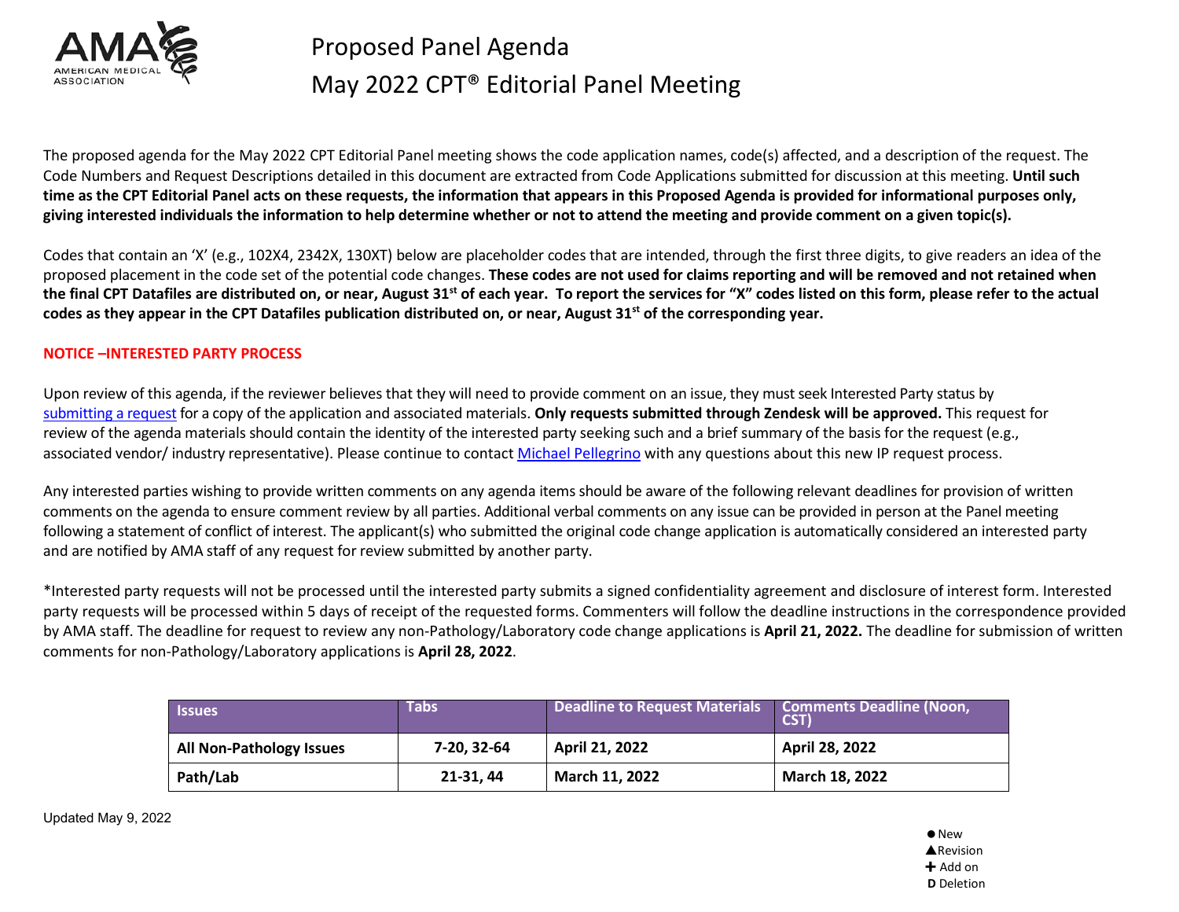# Proposed Panel Agenda

# May 2022 CPT® Editorial Panel Meeting

The proposed agenda for the May 2022 CPT Editorial Panel meeting shows the code application names, code(s) affected, and a description of the request. The Code Numbers and Request Descriptions detailed in this document are extracted from Code Applications submitted for discussion at this meeting. **Until such time as the CPT Editorial Panel acts on these requests, the information that appears in this Proposed Agenda is provided for informational purposes only, giving interested individuals the information to help determine whether or not to attend the meeting and provide comment on a given topic(s).**

Codes that contain an 'X' (e.g., 102X4, 2342X, 130XT) below are placeholder codes that are intended, through the first three digits, to give readers an idea of the proposed placement in the code set of the potential code changes. **These codes are not used for claims reporting and will be removed and not retained when the final CPT Datafiles are distributed on, or near, August 31st of each year. To report the services for "X" codes listed on this form, please refer to the actual codes as they appear in the CPT Datafiles publication distributed on, or near, August 31st of the corresponding year.**

**NOTICE –INTERESTED PARTY PROCESS**

Upon review of this agenda, if the reviewer believes that they will need to provide comment on an issue, they must seek Interested Party status by submitting a request for a copy of the application and associated materials. **Only requests submitted through Zendesk will be approved.** This request for review of the agenda materials should contain the identity of the interested party seeking such and a brief summary of the basis for the request (e.g., associated vendor/ industry representative). Please continue to contact Michael Pellegrino with any questions about this new IP request process.

Any interested parties wishing to provide written comments on any agenda items should be aware of the following relevant deadlines for provision of written comments on the agenda to ensure comment review by all parties. Additional verbal comments on any issue can be provided in person at the Panel meeting following a statement of conflict of interest. The applicant(s) who submitted the original code change application is automatically considered an interested party and are notified by AMA staff of any request for review submitted by another party.

*Interested party requests will not be processed until the interested party submits a signed confidentiality agreement and disclosure of interest form. Interested party requests will be processed within 5 days of receipt of the requested forms. Commenters will follow the deadline instructions in the correspondence provided by AMA staff. The deadline for request to review any non-Pathology/Laboratory code change applications is **April 21, 2022.** The deadline for submission of written comments for non-Pathology/Laboratory applications is **April 28, 2022**.

| Issues | Tabs | Deadline to Request Materials | Comments Deadline (Noon, CST) |
|---|---|---|---|
| **All Non-Pathology Issues** | **7-20, 32-64** | **April 21, 2022** | **April 28, 2022** |
| **Path/Lab** | **21-31, 44** | **March 11, 2022** | **March 18, 2022** |

Updated May 9, 2022

● New
▲Revision
✚ Add on
**D** Deletion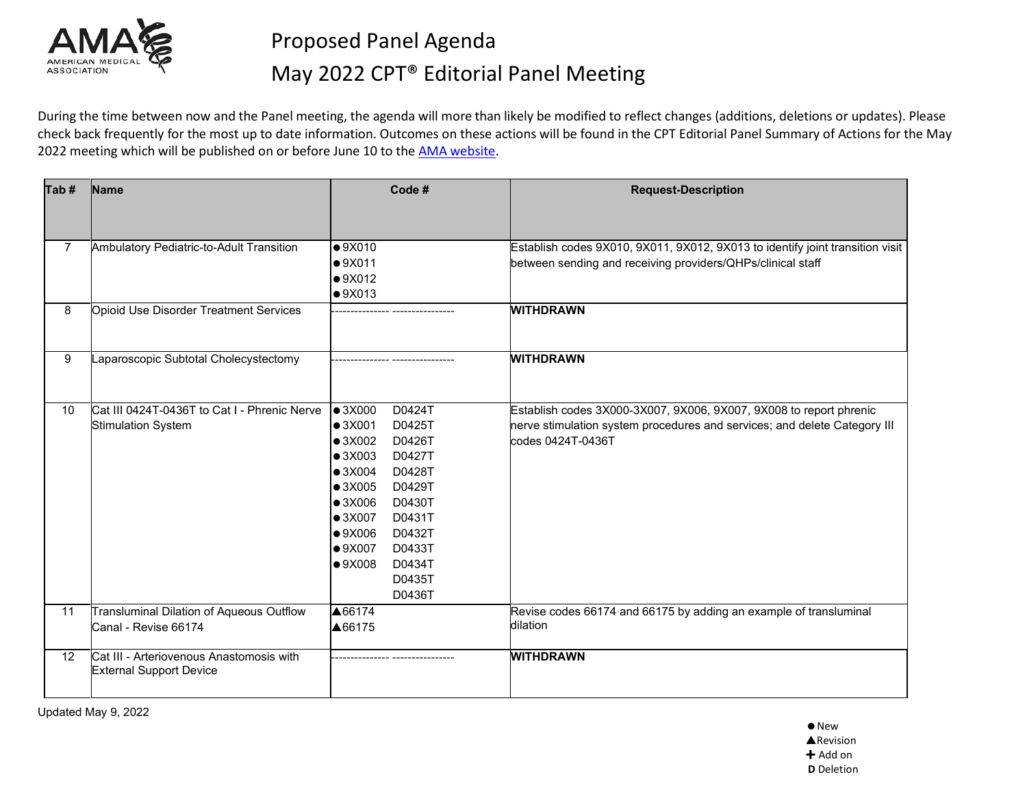# Proposed Panel Agenda

# May 2022 CPT® Editorial Panel Meeting

During the time between now and the Panel meeting, the agenda will more than likely be modified to reflect changes (additions, deletions or updates). Please check back frequently for the most up to date information. Outcomes on these actions will be found in the CPT Editorial Panel Summary of Actions for the May 2022 meeting which will be published on or before June 10 to the AMA website.

| Tab # | Name | Code # | | Request-Description |
|---|---|---|---|---|
| 7 | Ambulatory Pediatric-to-Adult Transition | ●9X010<br>●9X011<br>●9X012<br>●9X013 | | Establish codes 9X010, 9X011, 9X012, 9X013 to identify joint transition visit between sending and receiving providers/QHPs/clinical staff |
| 8 | Opioid Use Disorder Treatment Services | --------------- | ---------------- | **WITHDRAWN** |
| 9 | Laparoscopic Subtotal Cholecystectomy | --------------- | ---------------- | **WITHDRAWN** |
| 10 | Cat III 0424T-0436T to Cat I - Phrenic Nerve Stimulation System | ●3X000<br>●3X001<br>●3X002<br>●3X003<br>●3X004<br>●3X005<br>●3X006<br>●3X007<br>●9X006<br>●9X007<br>●9X008 | D0424T<br>D0425T<br>D0426T<br>D0427T<br>D0428T<br>D0429T<br>D0430T<br>D0431T<br>D0432T<br>D0433T<br>D0434T<br>D0435T<br>D0436T | Establish codes 3X000-3X007, 9X006, 9X007, 9X008 to report phrenic nerve stimulation system procedures and services; and delete Category III codes 0424T-0436T |
| 11 | Transluminal Dilation of Aqueous Outflow Canal - Revise 66174 | ▲66174<br>▲66175 | | Revise codes 66174 and 66175 by adding an example of transluminal dilation |
| 12 | Cat III - Arteriovenous Anastomosis with External Support Device | --------------- | ---------------- | **WITHDRAWN** |

Updated May 9, 2022

● New
▲ Revision
✚ Add on
**D** Deletion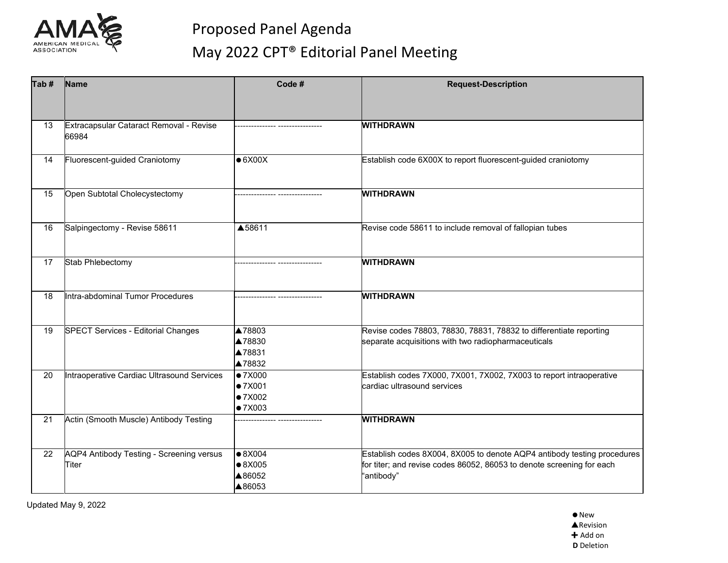# Proposed Panel Agenda
# May 2022 CPT® Editorial Panel Meeting

| Tab # | Name | Code # | Request-Description |
|---|---|---|---|
| 13 | Extracapsular Cataract Removal - Revise 66984 | --------------- ---------------- | **WITHDRAWN** |
| 14 | Fluorescent-guided Craniotomy | ●6X00X | Establish code 6X00X to report fluorescent-guided craniotomy |
| 15 | Open Subtotal Cholecystectomy | --------------- ---------------- | **WITHDRAWN** |
| 16 | Salpingectomy - Revise 58611 | ▲58611 | Revise code 58611 to include removal of fallopian tubes |
| 17 | Stab Phlebectomy | --------------- ---------------- | **WITHDRAWN** |
| 18 | Intra-abdominal Tumor Procedures | --------------- ---------------- | **WITHDRAWN** |
| 19 | SPECT Services - Editorial Changes | ▲78803<br>▲78830<br>▲78831<br>▲78832 | Revise codes 78803, 78830, 78831, 78832 to differentiate reporting separate acquisitions with two radiopharmaceuticals |
| 20 | Intraoperative Cardiac Ultrasound Services | ●7X000<br>●7X001<br>●7X002<br>●7X003 | Establish codes 7X000, 7X001, 7X002, 7X003 to report intraoperative cardiac ultrasound services |
| 21 | Actin (Smooth Muscle) Antibody Testing | --------------- ---------------- | **WITHDRAWN** |
| 22 | AQP4 Antibody Testing - Screening versus Titer | ●8X004<br>●8X005<br>▲86052<br>▲86053 | Establish codes 8X004, 8X005 to denote AQP4 antibody testing procedures for titer; and revise codes 86052, 86053 to denote screening for each "antibody" |

Updated May 9, 2022

● New
▲Revision
✚ Add on
**D** Deletion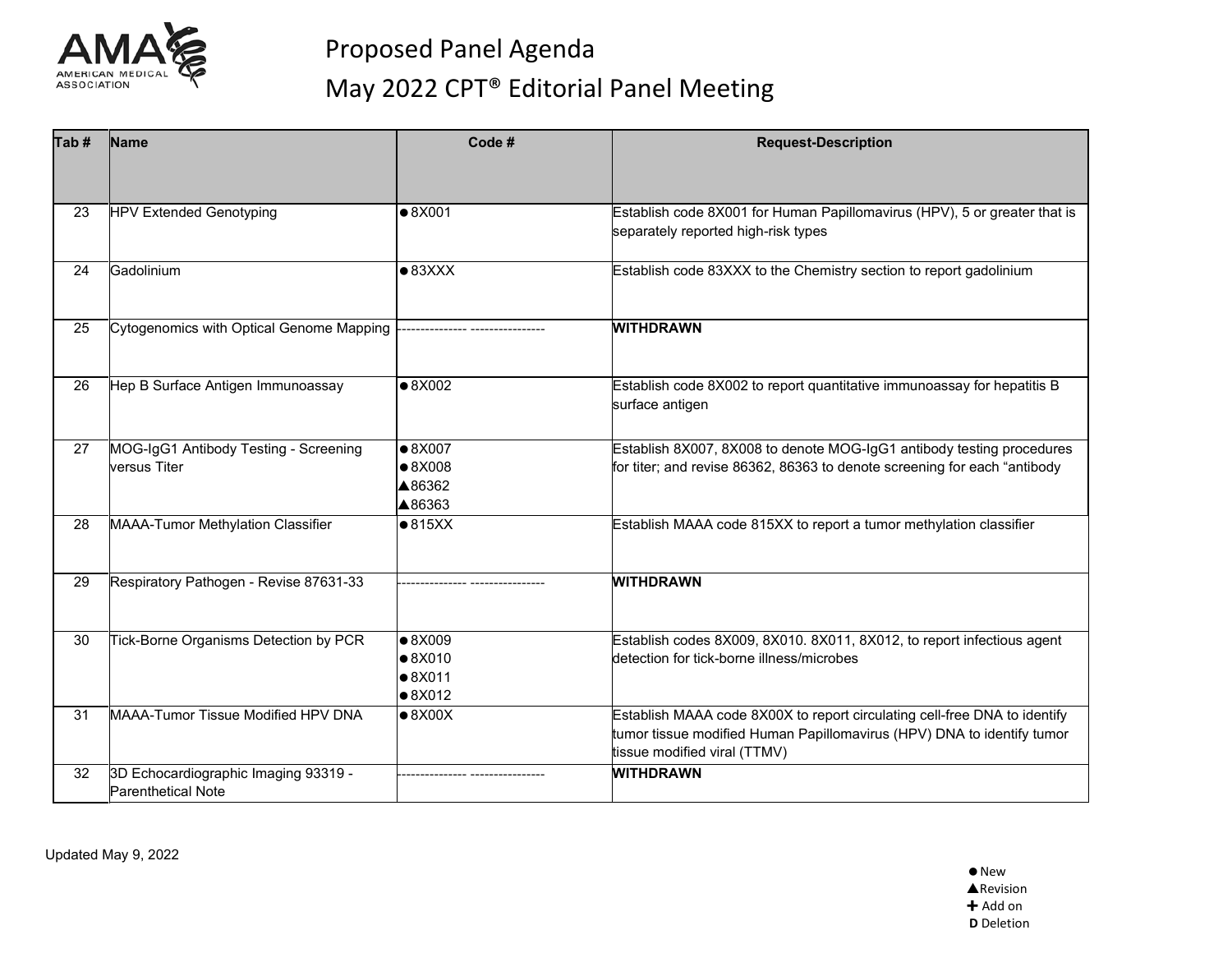# Proposed Panel Agenda
## May 2022 CPT® Editorial Panel Meeting

| Tab # | Name | Code # | Request-Description |
|---|---|---|---|
| 23 | HPV Extended Genotyping | ●8X001 | Establish code 8X001 for Human Papillomavirus (HPV), 5 or greater that is separately reported high-risk types |
| 24 | Gadolinium | ●83XXX | Establish code 83XXX to the Chemistry section to report gadolinium |
| 25 | Cytogenomics with Optical Genome Mapping | --------------- ---------------- | **WITHDRAWN** |
| 26 | Hep B Surface Antigen Immunoassay | ●8X002 | Establish code 8X002 to report quantitative immunoassay for hepatitis B surface antigen |
| 27 | MOG-IgG1 Antibody Testing - Screening versus Titer | ●8X007<br>●8X008<br>▲86362<br>▲86363 | Establish 8X007, 8X008 to denote MOG-IgG1 antibody testing procedures for titer; and revise 86362, 86363 to denote screening for each "antibody |
| 28 | MAAA-Tumor Methylation Classifier | ●815XX | Establish MAAA code 815XX to report a tumor methylation classifier |
| 29 | Respiratory Pathogen - Revise 87631-33 | --------------- ---------------- | **WITHDRAWN** |
| 30 | Tick-Borne Organisms Detection by PCR | ●8X009<br>●8X010<br>●8X011<br>●8X012 | Establish codes 8X009, 8X010. 8X011, 8X012, to report infectious agent detection for tick-borne illness/microbes |
| 31 | MAAA-Tumor Tissue Modified HPV DNA | ●8X00X | Establish MAAA code 8X00X to report circulating cell-free DNA to identify tumor tissue modified Human Papillomavirus (HPV) DNA to identify tumor tissue modified viral (TTMV) |
| 32 | 3D Echocardiographic Imaging 93319 - Parenthetical Note | --------------- ---------------- | **WITHDRAWN** |

Updated May 9, 2022

● New
▲ Revision
✚ Add on
**D** Deletion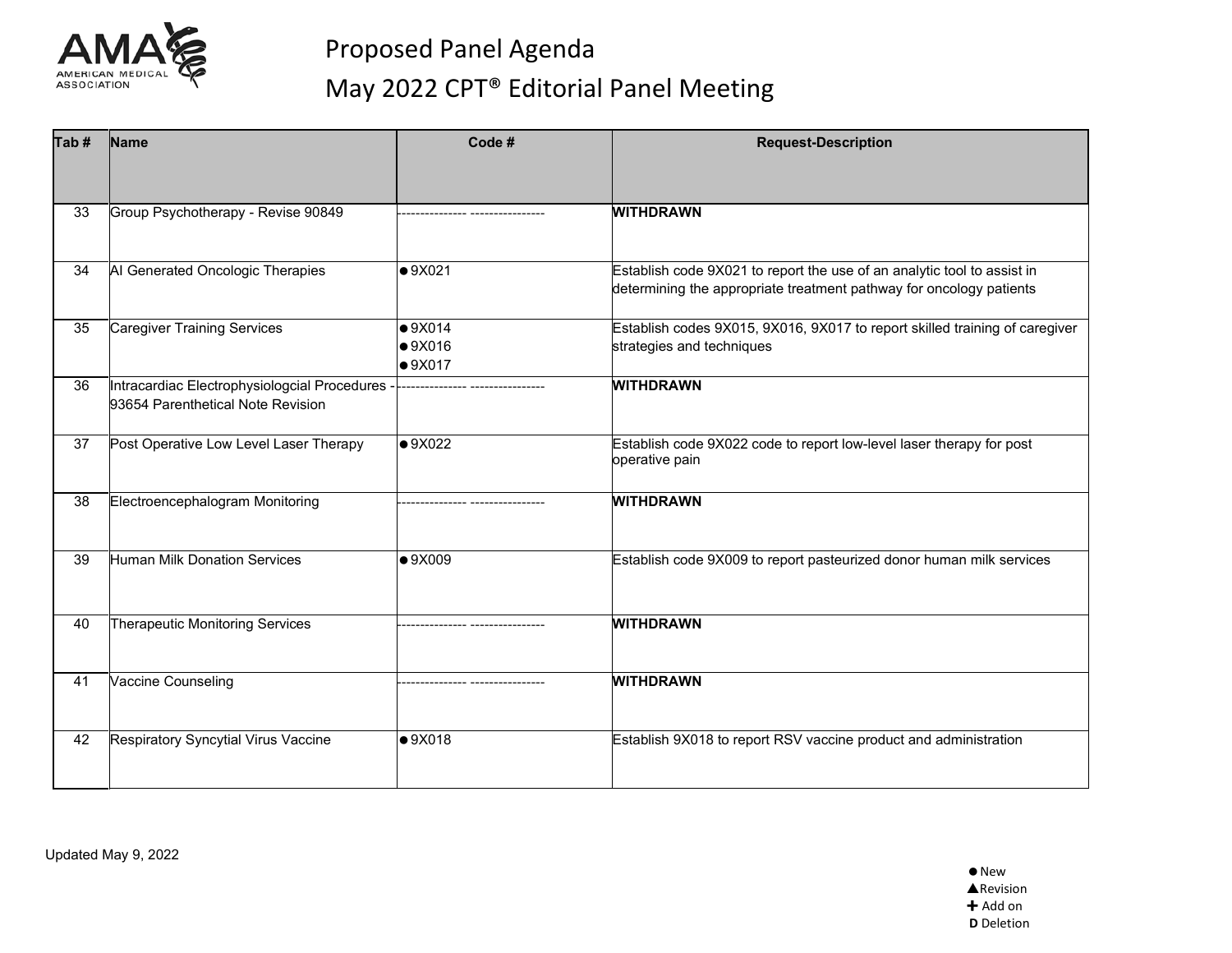# Proposed Panel Agenda

# May 2022 CPT® Editorial Panel Meeting

| Tab # | Name | Code # | Request-Description |
|---|---|---|---|
| 33 | Group Psychotherapy - Revise 90849 | --------------- ---------------- | **WITHDRAWN** |
| 34 | AI Generated Oncologic Therapies | ● 9X021 | Establish code 9X021 to report the use of an analytic tool to assist in determining the appropriate treatment pathway for oncology patients |
| 35 | Caregiver Training Services | ● 9X014<br>● 9X016<br>● 9X017 | Establish codes 9X015, 9X016, 9X017 to report skilled training of caregiver strategies and techniques |
| 36 | Intracardiac Electrophysiologcial Procedures - 93654 Parenthetical Note Revision | --------------- ---------------- | **WITHDRAWN** |
| 37 | Post Operative Low Level Laser Therapy | ● 9X022 | Establish code 9X022 code to report low-level laser therapy for post operative pain |
| 38 | Electroencephalogram Monitoring | --------------- ---------------- | **WITHDRAWN** |
| 39 | Human Milk Donation Services | ● 9X009 | Establish code 9X009 to report pasteurized donor human milk services |
| 40 | Therapeutic Monitoring Services | --------------- ---------------- | **WITHDRAWN** |
| 41 | Vaccine Counseling | --------------- ---------------- | **WITHDRAWN** |
| 42 | Respiratory Syncytial Virus Vaccine | ● 9X018 | Establish 9X018 to report RSV vaccine product and administration |

Updated May 9, 2022

● New
▲Revision
✚ Add on
**D** Deletion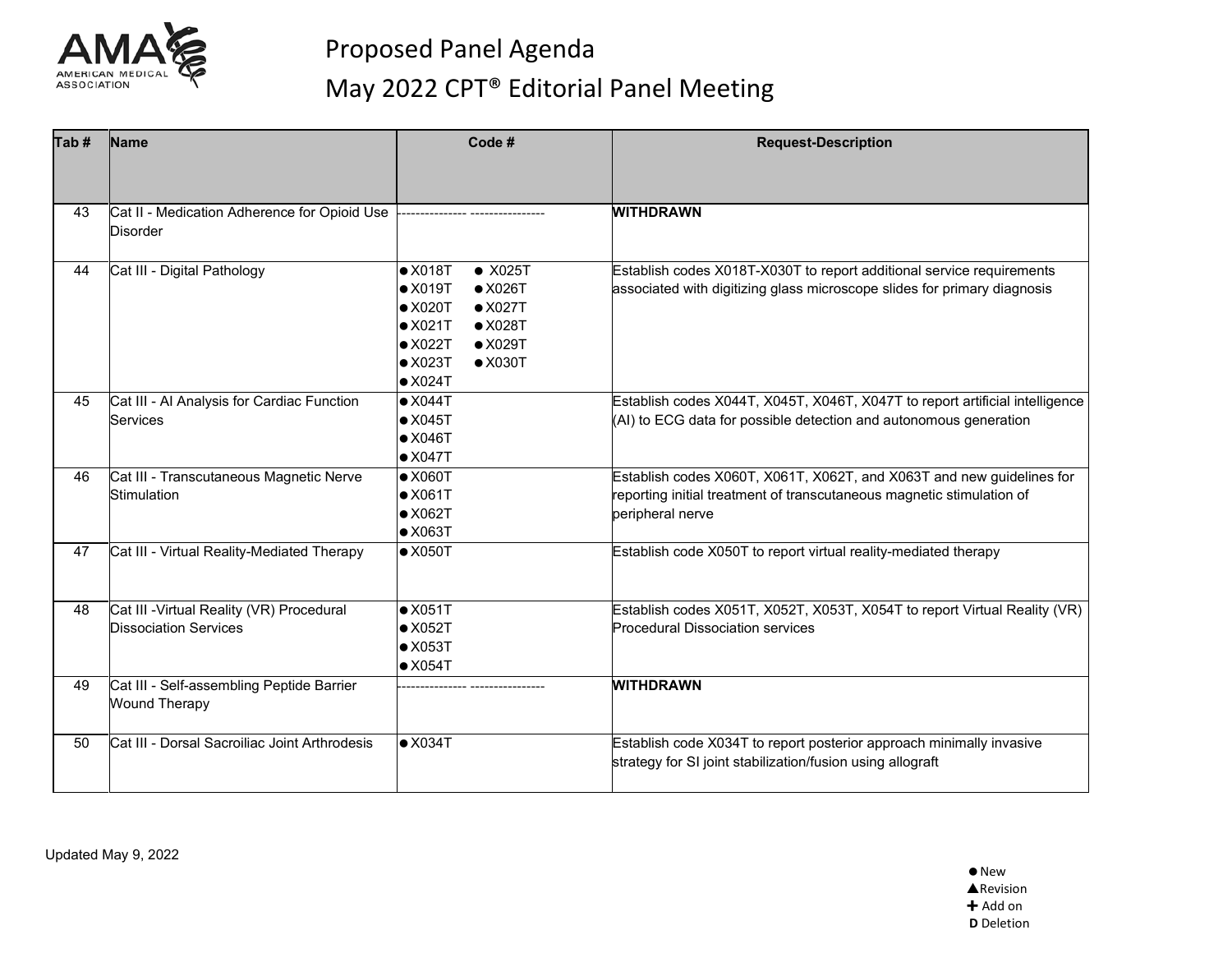# Proposed Panel Agenda

## May 2022 CPT® Editorial Panel Meeting

| Tab # | Name | Code # | Request-Description |
|---|---|---|---|
| 43 | Cat II - Medication Adherence for Opioid Use Disorder | --------------- ---------------- | **WITHDRAWN** |
| 44 | Cat III - Digital Pathology | ● X018T ● X025T<br>● X019T ● X026T<br>● X020T ● X027T<br>● X021T ● X028T<br>● X022T ● X029T<br>● X023T ● X030T<br>● X024T | Establish codes X018T-X030T to report additional service requirements associated with digitizing glass microscope slides for primary diagnosis |
| 45 | Cat III - AI Analysis for Cardiac Function Services | ● X044T<br>● X045T<br>● X046T<br>● X047T | Establish codes X044T, X045T, X046T, X047T to report artificial intelligence (AI) to ECG data for possible detection and autonomous generation |
| 46 | Cat III - Transcutaneous Magnetic Nerve Stimulation | ● X060T<br>● X061T<br>● X062T<br>● X063T | Establish codes X060T, X061T, X062T, and X063T and new guidelines for reporting initial treatment of transcutaneous magnetic stimulation of peripheral nerve |
| 47 | Cat III - Virtual Reality-Mediated Therapy | ● X050T | Establish code X050T to report virtual reality-mediated therapy |
| 48 | Cat III -Virtual Reality (VR) Procedural Dissociation Services | ● X051T<br>● X052T<br>● X053T<br>● X054T | Establish codes X051T, X052T, X053T, X054T to report Virtual Reality (VR) Procedural Dissociation services |
| 49 | Cat III - Self-assembling Peptide Barrier Wound Therapy | --------------- ---------------- | **WITHDRAWN** |
| 50 | Cat III - Dorsal Sacroiliac Joint Arthrodesis | ● X034T | Establish code X034T to report posterior approach minimally invasive strategy for SI joint stabilization/fusion using allograft |

Updated May 9, 2022

● New
▲ Revision
✚ Add on
**D** Deletion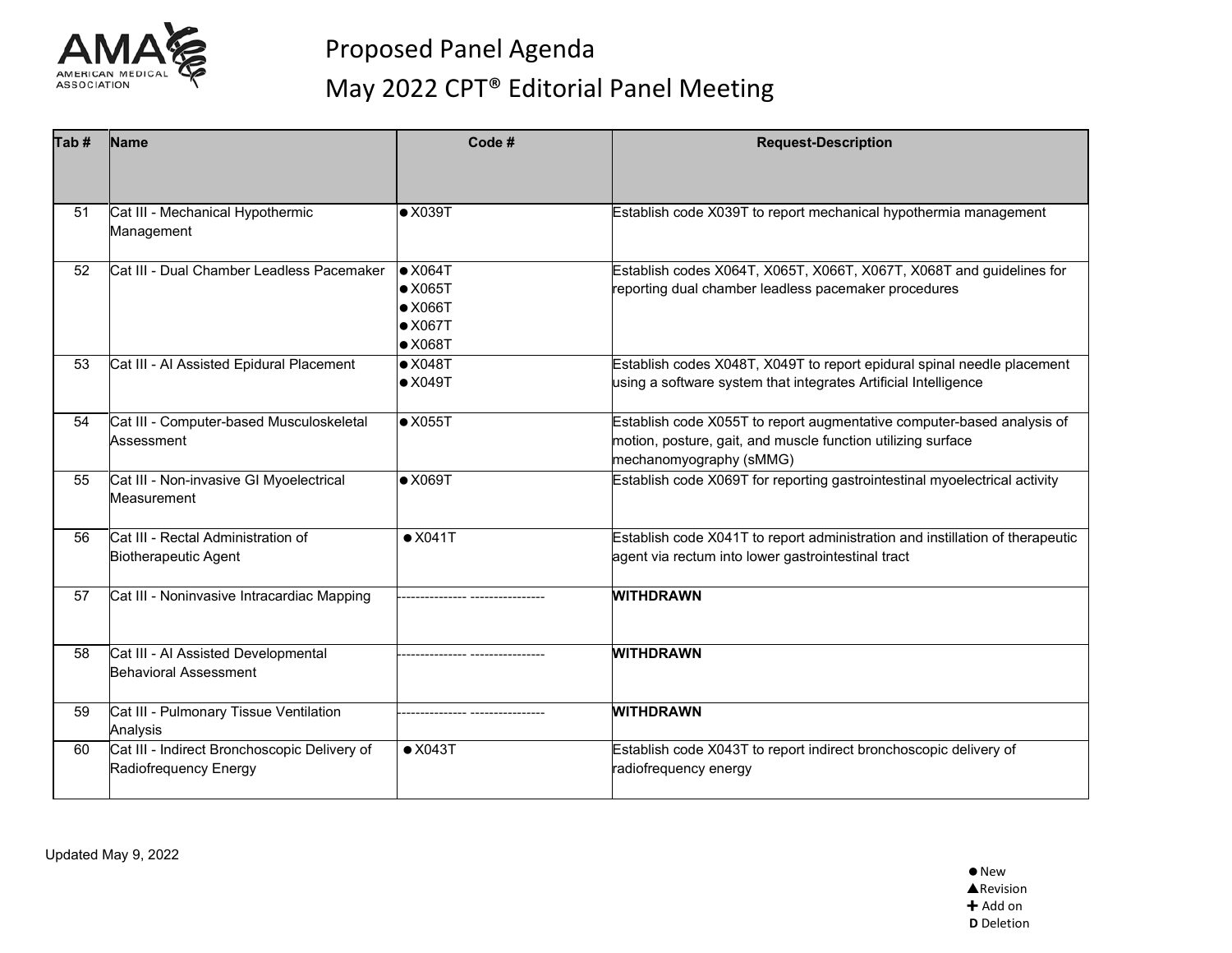# Proposed Panel Agenda

## May 2022 CPT® Editorial Panel Meeting

| Tab # | Name | Code # | Request-Description |
|---|---|---|---|
| 51 | Cat III - Mechanical Hypothermic Management | ● X039T | Establish code X039T to report mechanical hypothermia management |
| 52 | Cat III - Dual Chamber Leadless Pacemaker | ● X064T<br>● X065T<br>● X066T<br>● X067T<br>● X068T | Establish codes X064T, X065T, X066T, X067T, X068T and guidelines for reporting dual chamber leadless pacemaker procedures |
| 53 | Cat III - AI Assisted Epidural Placement | ● X048T<br>● X049T | Establish codes X048T, X049T to report epidural spinal needle placement using a software system that integrates Artificial Intelligence |
| 54 | Cat III - Computer-based Musculoskeletal Assessment | ● X055T | Establish code X055T to report augmentative computer-based analysis of motion, posture, gait, and muscle function utilizing surface mechanomyography (sMMG) |
| 55 | Cat III - Non-invasive GI Myoelectrical Measurement | ● X069T | Establish code X069T for reporting gastrointestinal myoelectrical activity |
| 56 | Cat III - Rectal Administration of Biotherapeutic Agent | ● X041T | Establish code X041T to report administration and instillation of therapeutic agent via rectum into lower gastrointestinal tract |
| 57 | Cat III - Noninvasive Intracardiac Mapping | --------------- ---------------- | **WITHDRAWN** |
| 58 | Cat III - AI Assisted Developmental Behavioral Assessment | --------------- ---------------- | **WITHDRAWN** |
| 59 | Cat III - Pulmonary Tissue Ventilation Analysis | --------------- ---------------- | **WITHDRAWN** |
| 60 | Cat III - Indirect Bronchoscopic Delivery of Radiofrequency Energy | ● X043T | Establish code X043T to report indirect bronchoscopic delivery of radiofrequency energy |

Updated May 9, 2022

● New
▲Revision
✚ Add on
**D** Deletion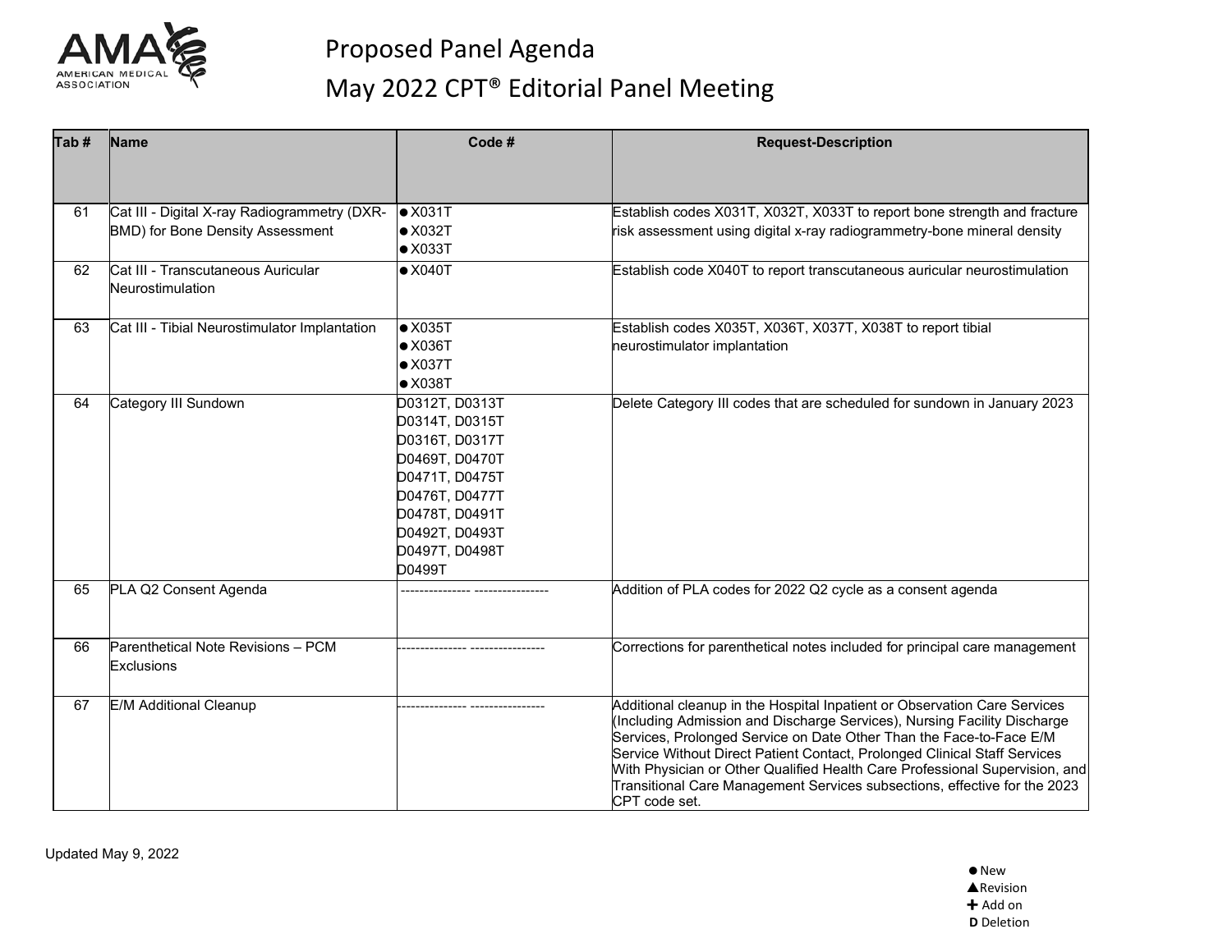# Proposed Panel Agenda

# May 2022 CPT® Editorial Panel Meeting

| Tab # | Name | Code # | Request-Description |
|---|---|---|---|
| 61 | Cat III - Digital X-ray Radiogrammetry (DXR-BMD) for Bone Density Assessment | ● X031T<br>● X032T<br>● X033T | Establish codes X031T, X032T, X033T to report bone strength and fracture risk assessment using digital x-ray radiogrammetry-bone mineral density |
| 62 | Cat III - Transcutaneous Auricular Neurostimulation | ● X040T | Establish code X040T to report transcutaneous auricular neurostimulation |
| 63 | Cat III - Tibial Neurostimulator Implantation | ● X035T<br>● X036T<br>● X037T<br>● X038T | Establish codes X035T, X036T, X037T, X038T to report tibial neurostimulator implantation |
| 64 | Category III Sundown | D0312T, D0313T<br>D0314T, D0315T<br>D0316T, D0317T<br>D0469T, D0470T<br>D0471T, D0475T<br>D0476T, D0477T<br>D0478T, D0491T<br>D0492T, D0493T<br>D0497T, D0498T<br>D0499T | Delete Category III codes that are scheduled for sundown in January 2023 |
| 65 | PLA Q2 Consent Agenda | --------------- ---------------- | Addition of PLA codes for 2022 Q2 cycle as a consent agenda |
| 66 | Parenthetical Note Revisions – PCM Exclusions | --------------- ---------------- | Corrections for parenthetical notes included for principal care management |
| 67 | E/M Additional Cleanup | --------------- ---------------- | Additional cleanup in the Hospital Inpatient or Observation Care Services (Including Admission and Discharge Services), Nursing Facility Discharge Services, Prolonged Service on Date Other Than the Face-to-Face E/M Service Without Direct Patient Contact, Prolonged Clinical Staff Services With Physician or Other Qualified Health Care Professional Supervision, and Transitional Care Management Services subsections, effective for the 2023 CPT code set. |

Updated May 9, 2022

● New
▲Revision
✚ Add on
**D** Deletion